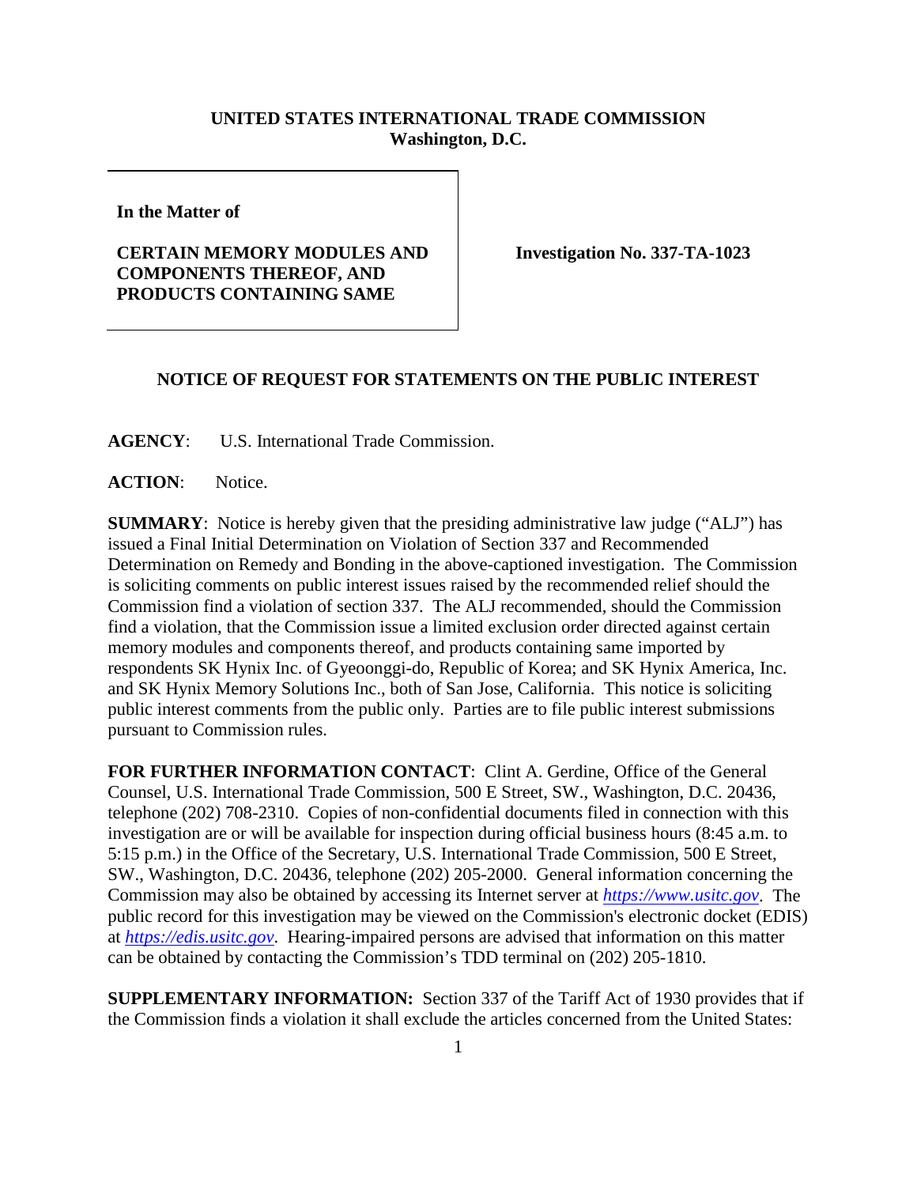**UNITED STATES INTERNATIONAL TRADE COMMISSION**
**Washington, D.C.**

| **In the Matter of** **CERTAIN MEMORY MODULES AND COMPONENTS THEREOF, AND PRODUCTS CONTAINING SAME** | **Investigation No. 337-TA-1023** |
| --- | --- |

## NOTICE OF REQUEST FOR STATEMENTS ON THE PUBLIC INTEREST

**AGENCY**: U.S. International Trade Commission.

**ACTION**: Notice.

**SUMMARY**: Notice is hereby given that the presiding administrative law judge ("ALJ") has issued a Final Initial Determination on Violation of Section 337 and Recommended Determination on Remedy and Bonding in the above-captioned investigation. The Commission is soliciting comments on public interest issues raised by the recommended relief should the Commission find a violation of section 337. The ALJ recommended, should the Commission find a violation, that the Commission issue a limited exclusion order directed against certain memory modules and components thereof, and products containing same imported by respondents SK Hynix Inc. of Gyeoonggi-do, Republic of Korea; and SK Hynix America, Inc. and SK Hynix Memory Solutions Inc., both of San Jose, California. This notice is soliciting public interest comments from the public only. Parties are to file public interest submissions pursuant to Commission rules.

**FOR FURTHER INFORMATION CONTACT**: Clint A. Gerdine, Office of the General Counsel, U.S. International Trade Commission, 500 E Street, SW., Washington, D.C. 20436, telephone (202) 708-2310. Copies of non-confidential documents filed in connection with this investigation are or will be available for inspection during official business hours (8:45 a.m. to 5:15 p.m.) in the Office of the Secretary, U.S. International Trade Commission, 500 E Street, SW., Washington, D.C. 20436, telephone (202) 205-2000. General information concerning the Commission may also be obtained by accessing its Internet server at *https://www.usitc.gov*. The public record for this investigation may be viewed on the Commission's electronic docket (EDIS) at *https://edis.usitc.gov*. Hearing-impaired persons are advised that information on this matter can be obtained by contacting the Commission's TDD terminal on (202) 205-1810.

**SUPPLEMENTARY INFORMATION:** Section 337 of the Tariff Act of 1930 provides that if the Commission finds a violation it shall exclude the articles concerned from the United States: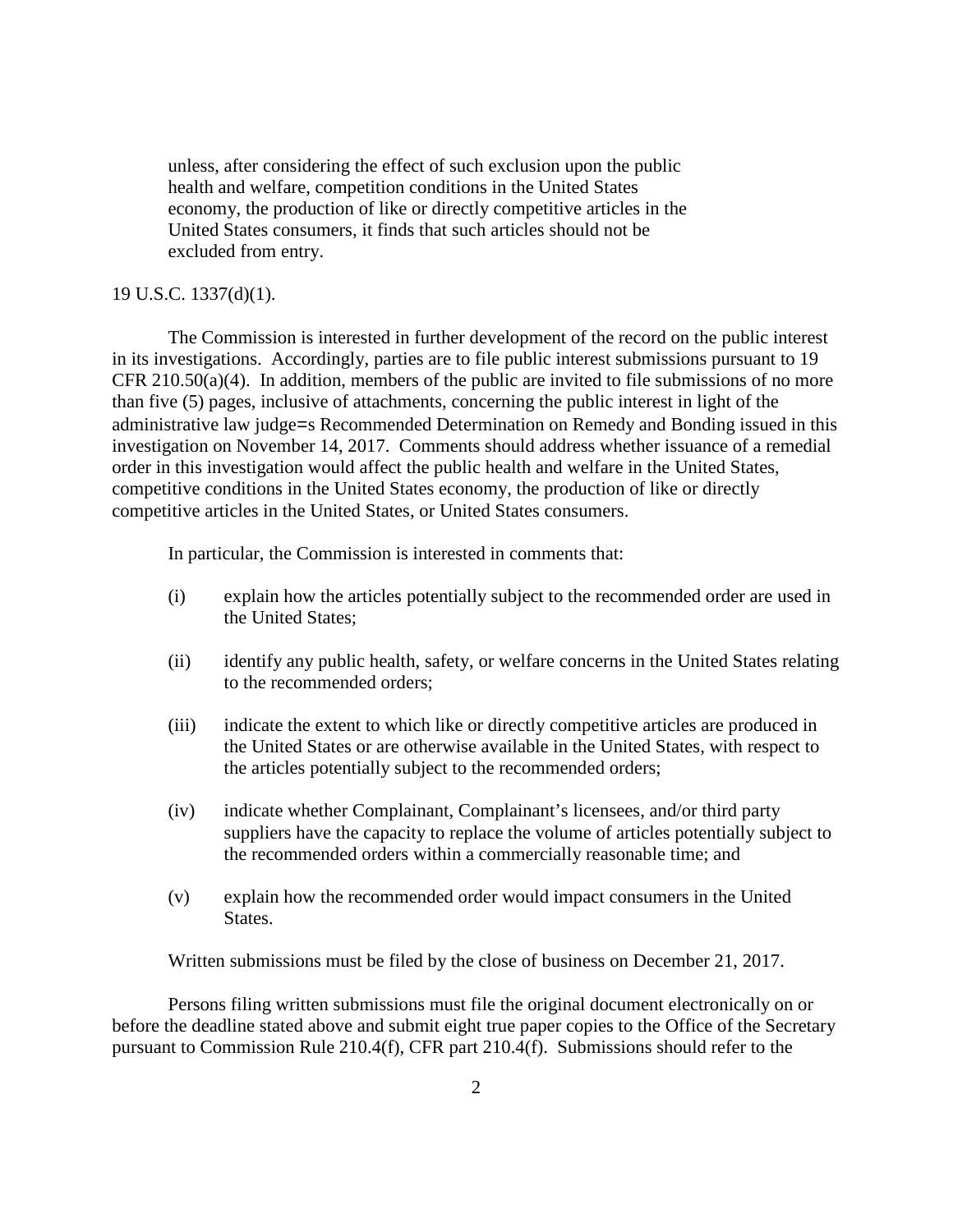> unless, after considering the effect of such exclusion upon the public health and welfare, competition conditions in the United States economy, the production of like or directly competitive articles in the United States consumers, it finds that such articles should not be excluded from entry.

19 U.S.C. 1337(d)(1).

The Commission is interested in further development of the record on the public interest in its investigations. Accordingly, parties are to file public interest submissions pursuant to 19 CFR 210.50(a)(4). In addition, members of the public are invited to file submissions of no more than five (5) pages, inclusive of attachments, concerning the public interest in light of the administrative law judge=s Recommended Determination on Remedy and Bonding issued in this investigation on November 14, 2017. Comments should address whether issuance of a remedial order in this investigation would affect the public health and welfare in the United States, competitive conditions in the United States economy, the production of like or directly competitive articles in the United States, or United States consumers.

In particular, the Commission is interested in comments that:

(i) explain how the articles potentially subject to the recommended order are used in the United States;

(ii) identify any public health, safety, or welfare concerns in the United States relating to the recommended orders;

(iii) indicate the extent to which like or directly competitive articles are produced in the United States or are otherwise available in the United States, with respect to the articles potentially subject to the recommended orders;

(iv) indicate whether Complainant, Complainant's licensees, and/or third party suppliers have the capacity to replace the volume of articles potentially subject to the recommended orders within a commercially reasonable time; and

(v) explain how the recommended order would impact consumers in the United States.

Written submissions must be filed by the close of business on December 21, 2017.

Persons filing written submissions must file the original document electronically on or before the deadline stated above and submit eight true paper copies to the Office of the Secretary pursuant to Commission Rule 210.4(f), CFR part 210.4(f). Submissions should refer to the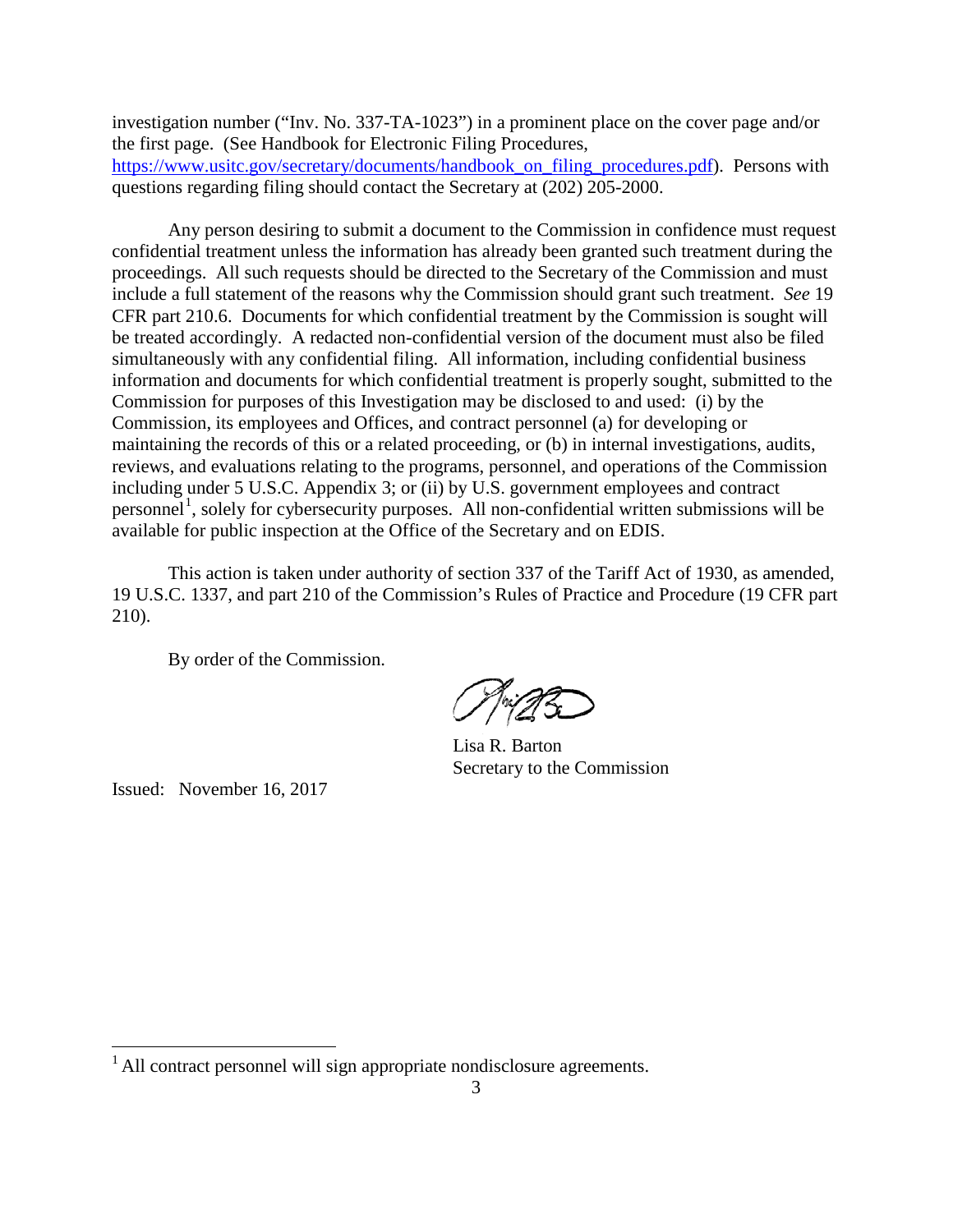investigation number ("Inv. No. 337-TA-1023") in a prominent place on the cover page and/or the first page. (See Handbook for Electronic Filing Procedures, https://www.usitc.gov/secretary/documents/handbook_on_filing_procedures.pdf). Persons with questions regarding filing should contact the Secretary at (202) 205-2000.

Any person desiring to submit a document to the Commission in confidence must request confidential treatment unless the information has already been granted such treatment during the proceedings. All such requests should be directed to the Secretary of the Commission and must include a full statement of the reasons why the Commission should grant such treatment. *See* 19 CFR part 210.6. Documents for which confidential treatment by the Commission is sought will be treated accordingly. A redacted non-confidential version of the document must also be filed simultaneously with any confidential filing. All information, including confidential business information and documents for which confidential treatment is properly sought, submitted to the Commission for purposes of this Investigation may be disclosed to and used: (i) by the Commission, its employees and Offices, and contract personnel (a) for developing or maintaining the records of this or a related proceeding, or (b) in internal investigations, audits, reviews, and evaluations relating to the programs, personnel, and operations of the Commission including under 5 U.S.C. Appendix 3; or (ii) by U.S. government employees and contract personnel[1], solely for cybersecurity purposes. All non-confidential written submissions will be available for public inspection at the Office of the Secretary and on EDIS.

This action is taken under authority of section 337 of the Tariff Act of 1930, as amended, 19 U.S.C. 1337, and part 210 of the Commission's Rules of Practice and Procedure (19 CFR part 210).

By order of the Commission.

Lisa R. Barton
Secretary to the Commission

Issued: November 16, 2017

[1] All contract personnel will sign appropriate nondisclosure agreements.